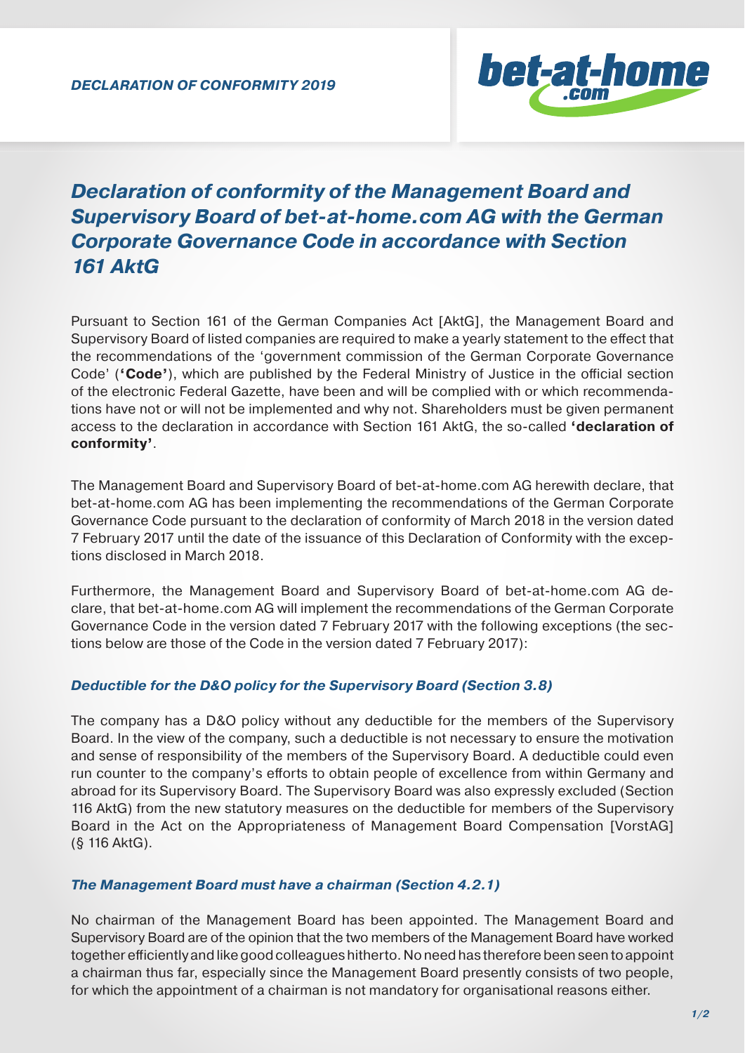DECLARATION OF CONFORMITY 2019

# *Declaration of conformity of the Management Board and Supervisory Board of bet-at-home.com AG with the German Corporate Governance Code in accordance with Section 161 AktG*

Pursuant to Section 161 of the German Companies Act [AktG], the Management Board and Supervisory Board of listed companies are required to make a yearly statement to the effect that the recommendations of the 'government commission of the German Corporate Governance Code' (**'Code'**), which are published by the Federal Ministry of Justice in the official section of the electronic Federal Gazette, have been and will be complied with or which recommendations have not or will not be implemented and why not. Shareholders must be given permanent access to the declaration in accordance with Section 161 AktG, the so-called **'declaration of conformity'**.

The Management Board and Supervisory Board of bet-at-home.com AG herewith declare, that bet-at-home.com AG has been implementing the recommendations of the German Corporate Governance Code pursuant to the declaration of conformity of March 2018 in the version dated 7 February 2017 until the date of the issuance of this Declaration of Conformity with the exceptions disclosed in March 2018.

Furthermore, the Management Board and Supervisory Board of bet-at-home.com AG declare, that bet-at-home.com AG will implement the recommendations of the German Corporate Governance Code in the version dated 7 February 2017 with the following exceptions (the sections below are those of the Code in the version dated 7 February 2017):

### *Deductible for the D&O policy for the Supervisory Board (Section 3.8)*

The company has a D&O policy without any deductible for the members of the Supervisory Board. In the view of the company, such a deductible is not necessary to ensure the motivation and sense of responsibility of the members of the Supervisory Board. A deductible could even run counter to the company's efforts to obtain people of excellence from within Germany and abroad for its Supervisory Board. The Supervisory Board was also expressly excluded (Section 116 AktG) from the new statutory measures on the deductible for members of the Supervisory Board in the Act on the Appropriateness of Management Board Compensation [VorstAG] (§ 116 AktG).

### *The Management Board must have a chairman (Section 4.2.1)*

No chairman of the Management Board has been appointed. The Management Board and Supervisory Board are of the opinion that the two members of the Management Board have worked together efficiently and like good colleagues hitherto. No need has therefore been seen to appoint a chairman thus far, especially since the Management Board presently consists of two people, for which the appointment of a chairman is not mandatory for organisational reasons either.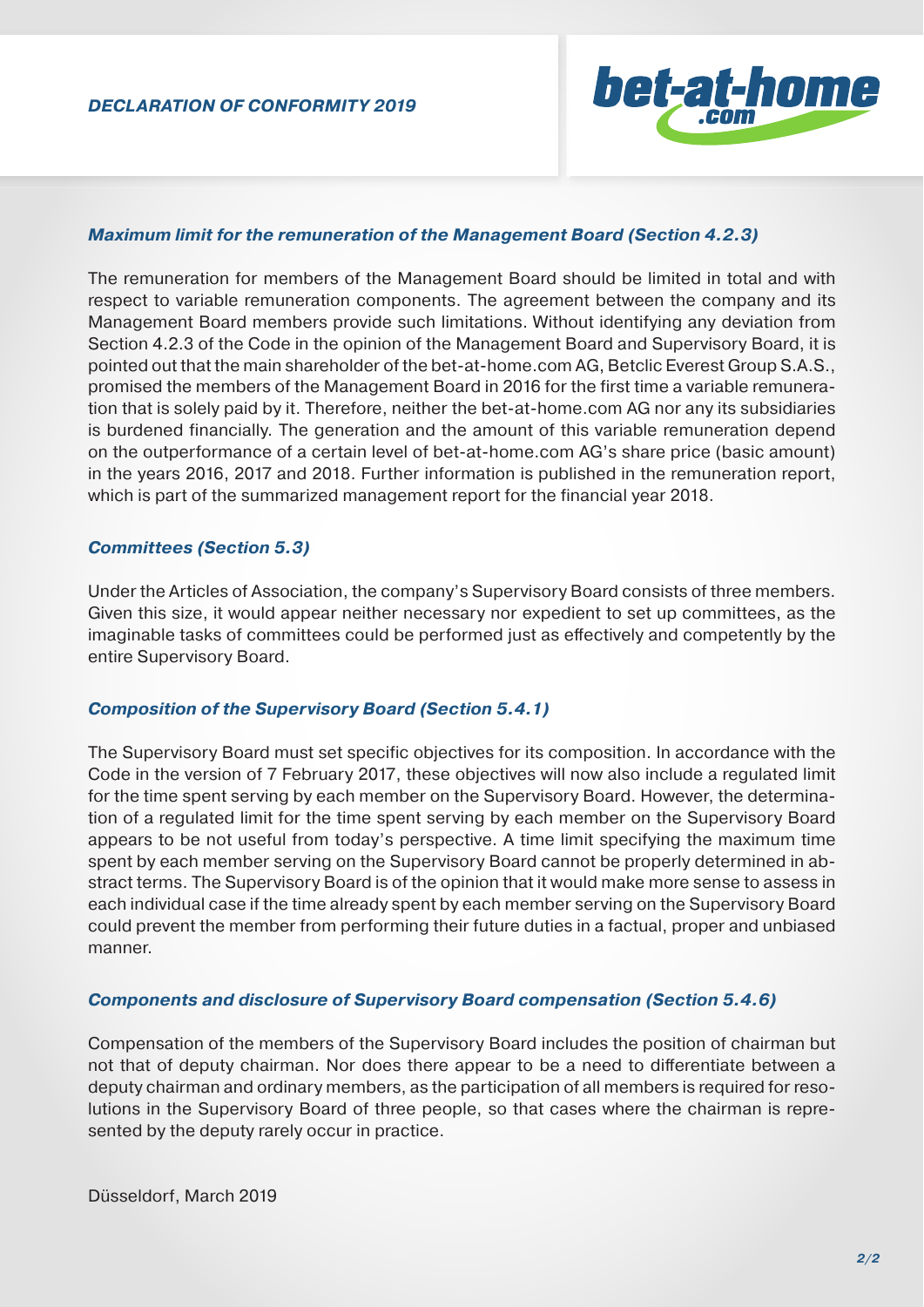### *Maximum limit for the remuneration of the Management Board (Section 4.2.3)*

The remuneration for members of the Management Board should be limited in total and with respect to variable remuneration components. The agreement between the company and its Management Board members provide such limitations. Without identifying any deviation from Section 4.2.3 of the Code in the opinion of the Management Board and Supervisory Board, it is pointed out that the main shareholder of the bet-at-home.com AG, Betclic Everest Group S.A.S., promised the members of the Management Board in 2016 for the first time a variable remuneration that is solely paid by it. Therefore, neither the bet-at-home.com AG nor any its subsidiaries is burdened financially. The generation and the amount of this variable remuneration depend on the outperformance of a certain level of bet-at-home.com AG's share price (basic amount) in the years 2016, 2017 and 2018. Further information is published in the remuneration report, which is part of the summarized management report for the financial year 2018.

### *Committees (Section 5.3)*

Under the Articles of Association, the company's Supervisory Board consists of three members. Given this size, it would appear neither necessary nor expedient to set up committees, as the imaginable tasks of committees could be performed just as effectively and competently by the entire Supervisory Board.

### *Composition of the Supervisory Board (Section 5.4.1)*

The Supervisory Board must set specific objectives for its composition. In accordance with the Code in the version of 7 February 2017, these objectives will now also include a regulated limit for the time spent serving by each member on the Supervisory Board. However, the determination of a regulated limit for the time spent serving by each member on the Supervisory Board appears to be not useful from today's perspective. A time limit specifying the maximum time spent by each member serving on the Supervisory Board cannot be properly determined in abstract terms. The Supervisory Board is of the opinion that it would make more sense to assess in each individual case if the time already spent by each member serving on the Supervisory Board could prevent the member from performing their future duties in a factual, proper and unbiased manner.

### *Components and disclosure of Supervisory Board compensation (Section 5.4.6)*

Compensation of the members of the Supervisory Board includes the position of chairman but not that of deputy chairman. Nor does there appear to be a need to differentiate between a deputy chairman and ordinary members, as the participation of all members is required for resolutions in the Supervisory Board of three people, so that cases where the chairman is represented by the deputy rarely occur in practice.

Düsseldorf, March 2019